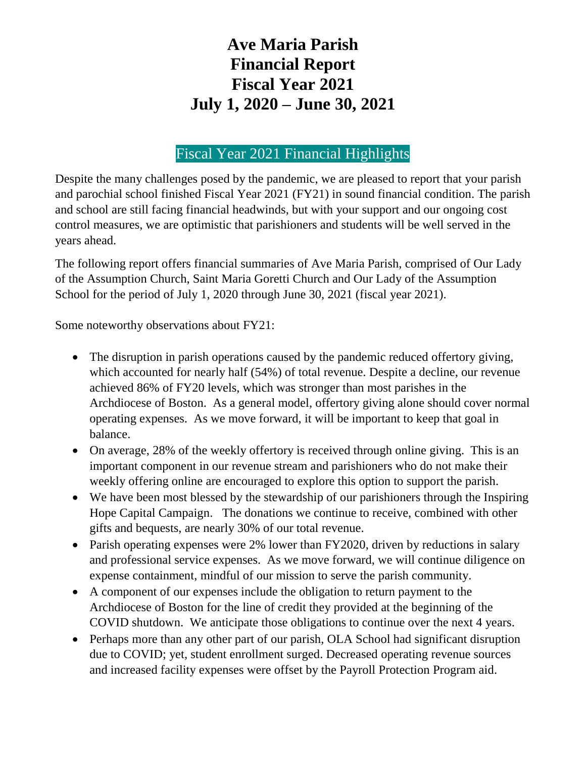# Ave Maria Parish
# Financial Report
# Fiscal Year 2021
# July 1, 2020 – June 30, 2021

## Fiscal Year 2021 Financial Highlights

Despite the many challenges posed by the pandemic, we are pleased to report that your parish and parochial school finished Fiscal Year 2021 (FY21) in sound financial condition. The parish and school are still facing financial headwinds, but with your support and our ongoing cost control measures, we are optimistic that parishioners and students will be well served in the years ahead.

The following report offers financial summaries of Ave Maria Parish, comprised of Our Lady of the Assumption Church, Saint Maria Goretti Church and Our Lady of the Assumption School for the period of July 1, 2020 through June 30, 2021 (fiscal year 2021).

Some noteworthy observations about FY21:

- The disruption in parish operations caused by the pandemic reduced offertory giving, which accounted for nearly half (54%) of total revenue. Despite a decline, our revenue achieved 86% of FY20 levels, which was stronger than most parishes in the Archdiocese of Boston. As a general model, offertory giving alone should cover normal operating expenses. As we move forward, it will be important to keep that goal in balance.
- On average, 28% of the weekly offertory is received through online giving. This is an important component in our revenue stream and parishioners who do not make their weekly offering online are encouraged to explore this option to support the parish.
- We have been most blessed by the stewardship of our parishioners through the Inspiring Hope Capital Campaign. The donations we continue to receive, combined with other gifts and bequests, are nearly 30% of our total revenue.
- Parish operating expenses were 2% lower than FY2020, driven by reductions in salary and professional service expenses. As we move forward, we will continue diligence on expense containment, mindful of our mission to serve the parish community.
- A component of our expenses include the obligation to return payment to the Archdiocese of Boston for the line of credit they provided at the beginning of the COVID shutdown. We anticipate those obligations to continue over the next 4 years.
- Perhaps more than any other part of our parish, OLA School had significant disruption due to COVID; yet, student enrollment surged. Decreased operating revenue sources and increased facility expenses were offset by the Payroll Protection Program aid.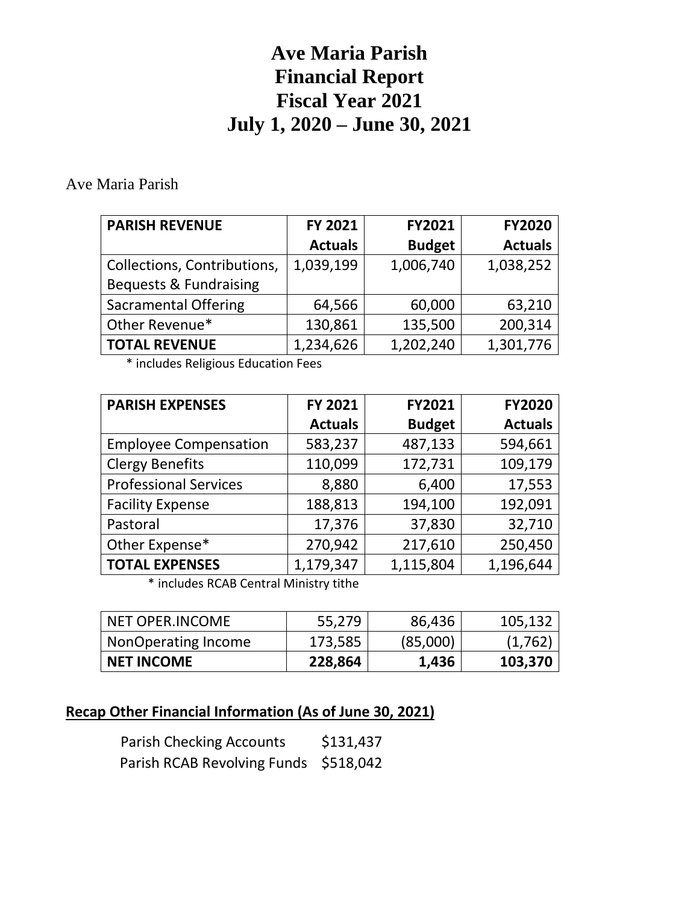# Ave Maria Parish
# Financial Report
# Fiscal Year 2021
# July 1, 2020 – June 30, 2021

Ave Maria Parish

| **PARISH REVENUE** | **FY 2021 Actuals** | **FY2021 Budget** | **FY2020 Actuals** |
|---|---|---|---|
| Collections, Contributions, Bequests & Fundraising | 1,039,199 | 1,006,740 | 1,038,252 |
| Sacramental Offering | 64,566 | 60,000 | 63,210 |
| Other Revenue* | 130,861 | 135,500 | 200,314 |
| **TOTAL REVENUE** | 1,234,626 | 1,202,240 | 1,301,776 |

\* includes Religious Education Fees

| **PARISH EXPENSES** | **FY 2021 Actuals** | **FY2021 Budget** | **FY2020 Actuals** |
|---|---|---|---|
| Employee Compensation | 583,237 | 487,133 | 594,661 |
| Clergy Benefits | 110,099 | 172,731 | 109,179 |
| Professional Services | 8,880 | 6,400 | 17,553 |
| Facility Expense | 188,813 | 194,100 | 192,091 |
| Pastoral | 17,376 | 37,830 | 32,710 |
| Other Expense* | 270,942 | 217,610 | 250,450 |
| **TOTAL EXPENSES** | 1,179,347 | 1,115,804 | 1,196,644 |

\* includes RCAB Central Ministry tithe

| | | | |
|---|---|---|---|
| NET OPER.INCOME | 55,279 | 86,436 | 105,132 |
| NonOperating Income | 173,585 | (85,000) | (1,762) |
| **NET INCOME** | **228,864** | **1,436** | **103,370** |

**Recap Other Financial Information (As of June 30, 2021)**

Parish Checking Accounts $131,437
Parish RCAB Revolving Funds $518,042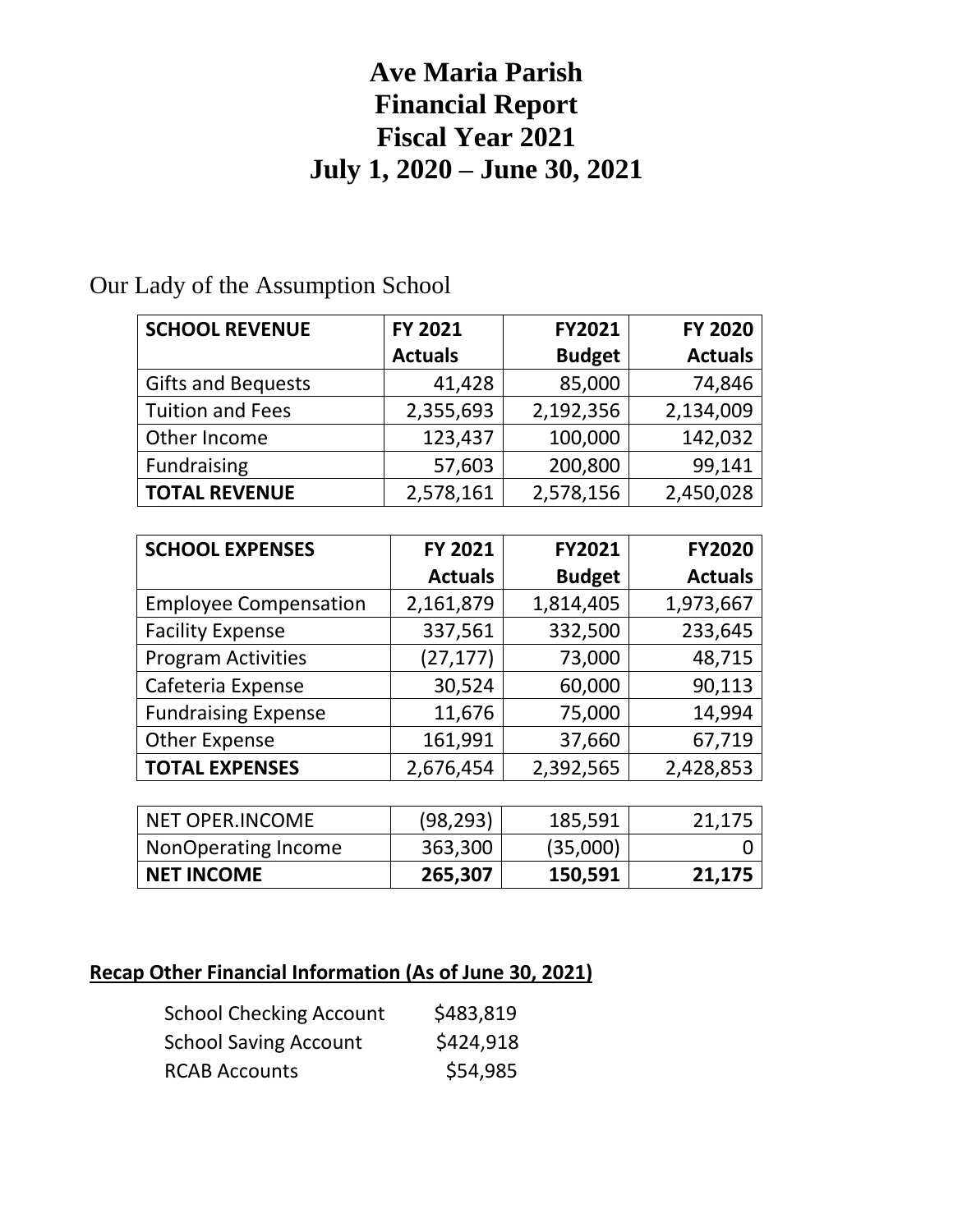# Ave Maria Parish
# Financial Report
# Fiscal Year 2021
# July 1, 2020 – June 30, 2021

Our Lady of the Assumption School

| SCHOOL REVENUE | FY 2021 Actuals | FY2021 Budget | FY 2020 Actuals |
|---|---|---|---|
| Gifts and Bequests | 41,428 | 85,000 | 74,846 |
| Tuition and Fees | 2,355,693 | 2,192,356 | 2,134,009 |
| Other Income | 123,437 | 100,000 | 142,032 |
| Fundraising | 57,603 | 200,800 | 99,141 |
| **TOTAL REVENUE** | 2,578,161 | 2,578,156 | 2,450,028 |

| SCHOOL EXPENSES | FY 2021 Actuals | FY2021 Budget | FY2020 Actuals |
|---|---|---|---|
| Employee Compensation | 2,161,879 | 1,814,405 | 1,973,667 |
| Facility Expense | 337,561 | 332,500 | 233,645 |
| Program Activities | (27,177) | 73,000 | 48,715 |
| Cafeteria Expense | 30,524 | 60,000 | 90,113 |
| Fundraising Expense | 11,676 | 75,000 | 14,994 |
| Other Expense | 161,991 | 37,660 | 67,719 |
| **TOTAL EXPENSES** | 2,676,454 | 2,392,565 | 2,428,853 |

| | | | |
|---|---|---|---|
| NET OPER.INCOME | (98,293) | 185,591 | 21,175 |
| NonOperating Income | 363,300 | (35,000) | 0 |
| **NET INCOME** | **265,307** | **150,591** | **21,175** |

**Recap Other Financial Information (As of June 30, 2021)**

| | |
|---|---|
| School Checking Account | $483,819 |
| School Saving Account | $424,918 |
| RCAB Accounts | $54,985 |